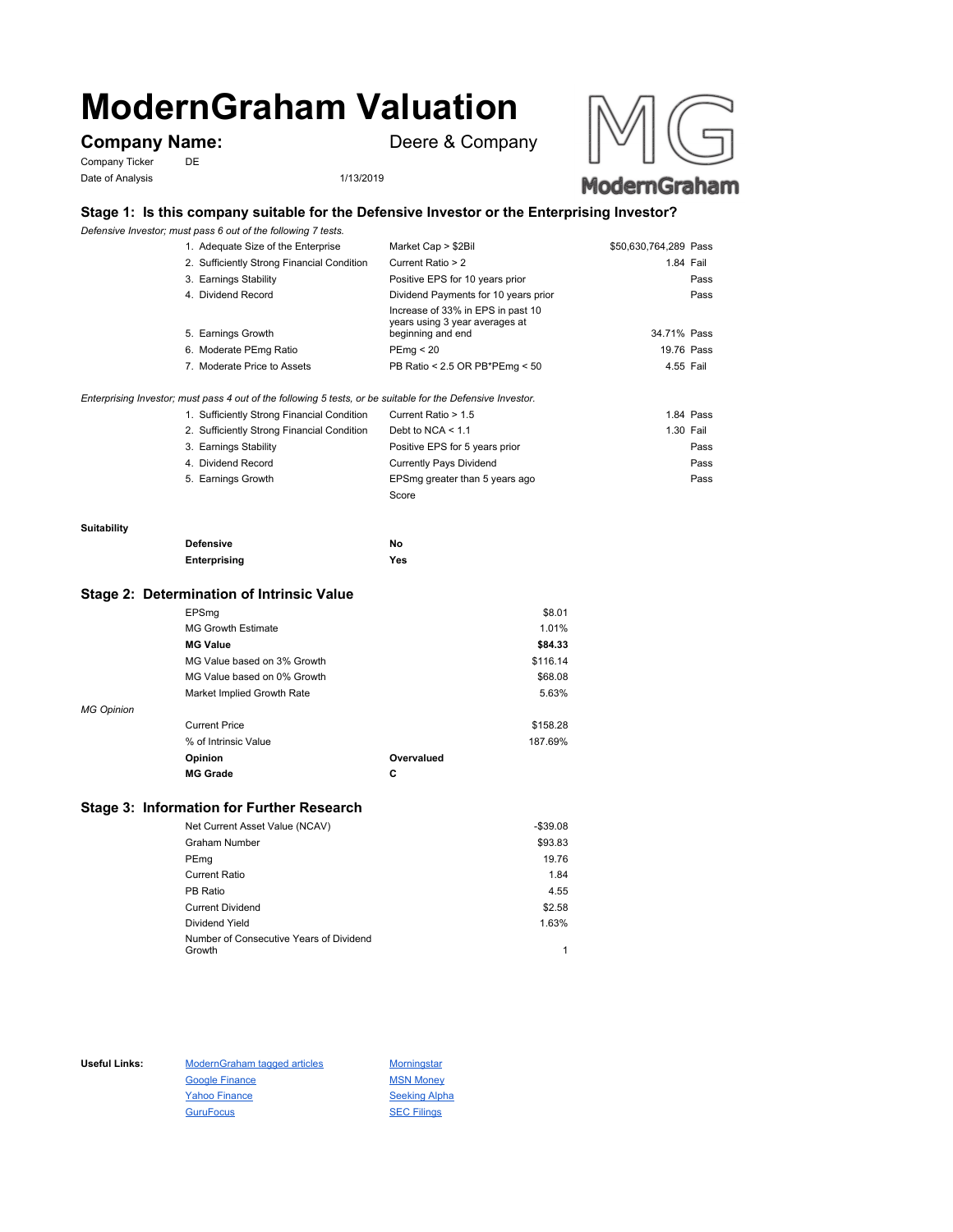# ModernGraham Valuation

## Company Name: Deere & Company

Company Ticker DE

Date of Analysis 1/13/2019

### Stage 1: Is this company suitable for the Defensive Investor or the Enterprising Investor?

*Defensive Investor; must pass 6 out of the following 7 tests.*

| Test | Criterion | Value | Result |
|---|---|---|---|
| 1. Adequate Size of the Enterprise | Market Cap > $2Bil | $50,630,764,289 | Pass |
| 2. Sufficiently Strong Financial Condition | Current Ratio > 2 | 1.84 | Fail |
| 3. Earnings Stability | Positive EPS for 10 years prior | | Pass |
| 4. Dividend Record | Dividend Payments for 10 years prior | | Pass |
| 5. Earnings Growth | Increase of 33% in EPS in past 10 years using 3 year averages at beginning and end | 34.71% | Pass |
| 6. Moderate PEmg Ratio | PEmg < 20 | 19.76 | Pass |
| 7. Moderate Price to Assets | PB Ratio < 2.5 OR PB*PEmg < 50 | 4.55 | Fail |

*Enterprising Investor; must pass 4 out of the following 5 tests, or be suitable for the Defensive Investor.*

| Test | Criterion | Value | Result |
|---|---|---|---|
| 1. Sufficiently Strong Financial Condition | Current Ratio > 1.5 | 1.84 | Pass |
| 2. Sufficiently Strong Financial Condition | Debt to NCA < 1.1 | 1.30 | Fail |
| 3. Earnings Stability | Positive EPS for 5 years prior | | Pass |
| 4. Dividend Record | Currently Pays Dividend | | Pass |
| 5. Earnings Growth | EPSmg greater than 5 years ago | | Pass |
| | Score | | |

**Suitability**

| | |
|---|---|
| **Defensive** | No |
| **Enterprising** | Yes |

### Stage 2: Determination of Intrinsic Value

| | |
|---|---|
| EPSmg | $8.01 |
| MG Growth Estimate | 1.01% |
| **MG Value** | **$84.33** |
| MG Value based on 3% Growth | $116.14 |
| MG Value based on 0% Growth | $68.08 |
| Market Implied Growth Rate | 5.63% |

*MG Opinion*

| | | |
|---|---|---|
| Current Price | | $158.28 |
| % of Intrinsic Value | | 187.69% |
| **Opinion** | **Overvalued** | |
| **MG Grade** | **C** | |

### Stage 3: Information for Further Research

| | |
|---|---|
| Net Current Asset Value (NCAV) | -$39.08 |
| Graham Number | $93.83 |
| PEmg | 19.76 |
| Current Ratio | 1.84 |
| PB Ratio | 4.55 |
| Current Dividend | $2.58 |
| Dividend Yield | 1.63% |
| Number of Consecutive Years of Dividend Growth | 1 |

**Useful Links:**

| | |
|---|---|
| ModernGraham tagged articles | Morningstar |
| Google Finance | MSN Money |
| Yahoo Finance | Seeking Alpha |
| GuruFocus | SEC Filings |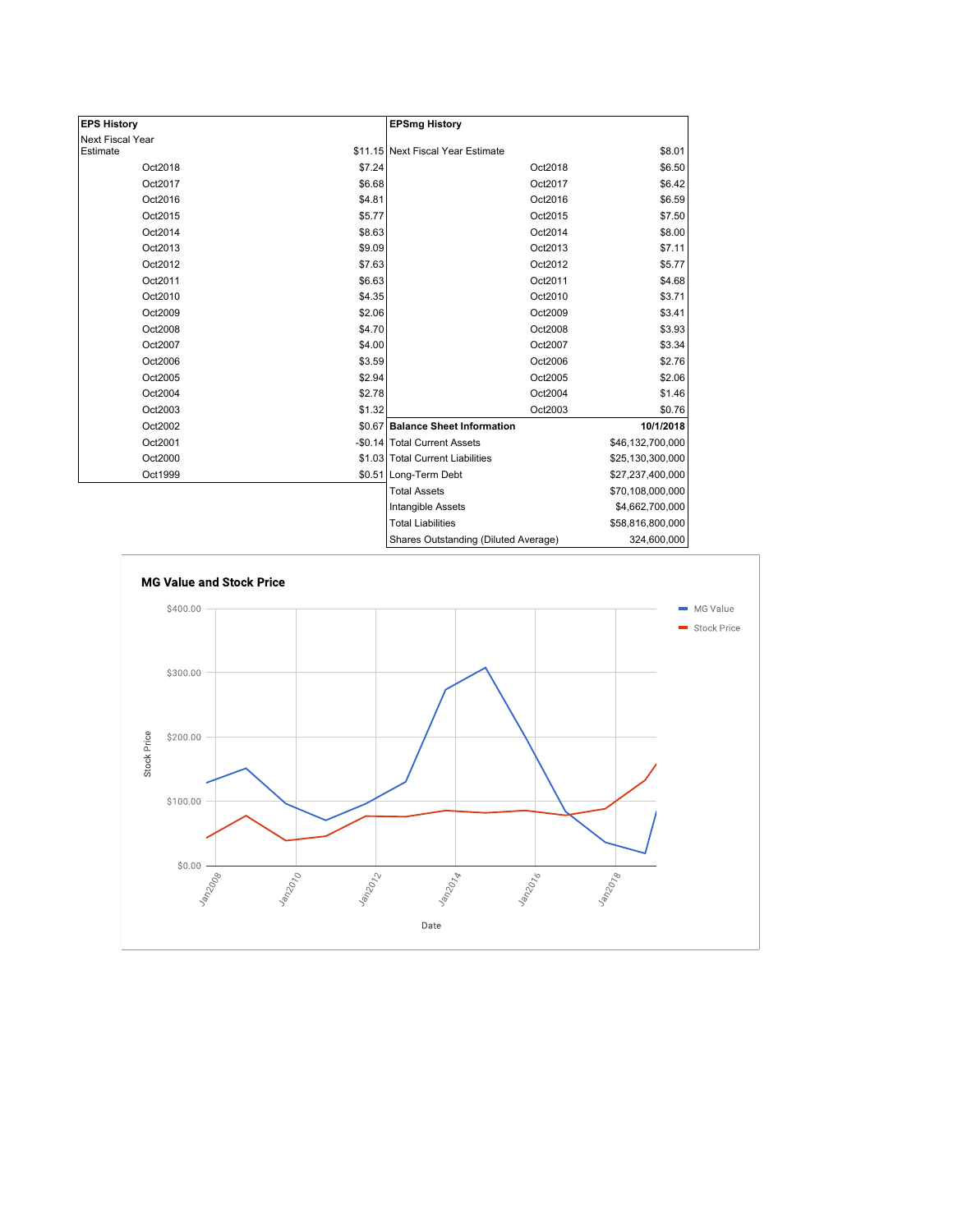| EPS History | |
|---|---|
| Next Fiscal Year Estimate | $11.15 |
| Oct2018 | $7.24 |
| Oct2017 | $6.68 |
| Oct2016 | $4.81 |
| Oct2015 | $5.77 |
| Oct2014 | $8.63 |
| Oct2013 | $9.09 |
| Oct2012 | $7.63 |
| Oct2011 | $6.63 |
| Oct2010 | $4.35 |
| Oct2009 | $2.06 |
| Oct2008 | $4.70 |
| Oct2007 | $4.00 |
| Oct2006 | $3.59 |
| Oct2005 | $2.94 |
| Oct2004 | $2.78 |
| Oct2003 | $1.32 |
| Oct2002 | $0.67 |
| Oct2001 | -$0.14 |
| Oct2000 | $1.03 |
| Oct1999 | $0.51 |

| EPSmg History | |
|---|---|
| Next Fiscal Year Estimate | $8.01 |
| Oct2018 | $6.50 |
| Oct2017 | $6.42 |
| Oct2016 | $6.59 |
| Oct2015 | $7.50 |
| Oct2014 | $8.00 |
| Oct2013 | $7.11 |
| Oct2012 | $5.77 |
| Oct2011 | $4.68 |
| Oct2010 | $3.71 |
| Oct2009 | $3.41 |
| Oct2008 | $3.93 |
| Oct2007 | $3.34 |
| Oct2006 | $2.76 |
| Oct2005 | $2.06 |
| Oct2004 | $1.46 |
| Oct2003 | $0.76 |

| Balance Sheet Information | 10/1/2018 |
|---|---|
| Total Current Assets | $46,132,700,000 |
| Total Current Liabilities | $25,130,300,000 |
| Long-Term Debt | $27,237,400,000 |
| Total Assets | $70,108,000,000 |
| Intangible Assets | $4,662,700,000 |
| Total Liabilities | $58,816,800,000 |
| Shares Outstanding (Diluted Average) | 324,600,000 |

**MG Value and Stock Price**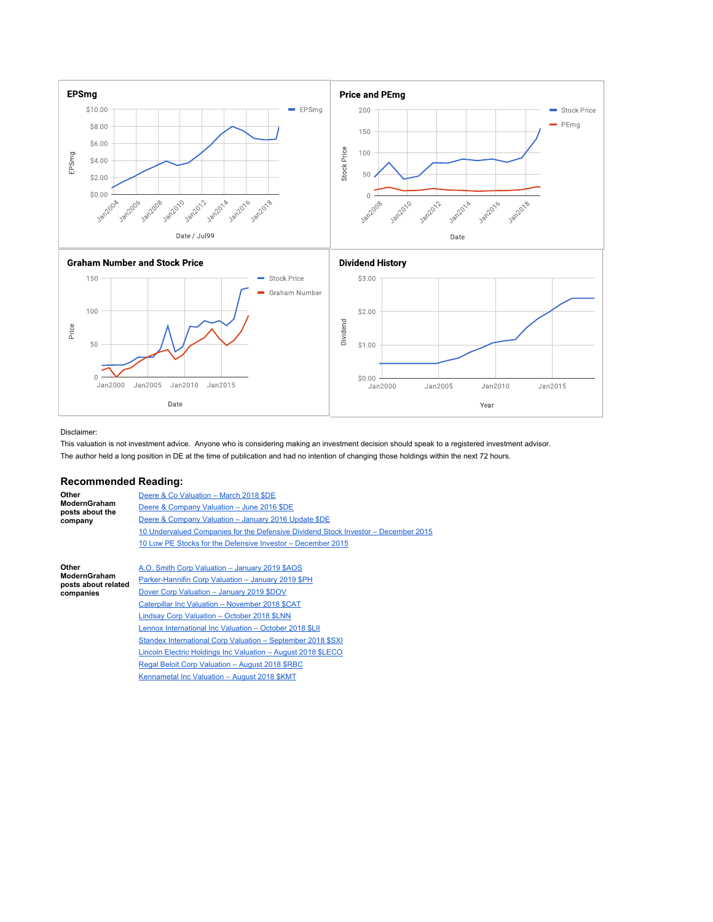**EPSmg**

$10.00
$8.00
$6.00
$4.00
$2.00
$0.00

EPSmg

Jan2004 Jan2006 Jan2008 Jan2010 Jan2012 Jan2014 Jan2016 Jan2018

Date / Jul99

**Price and PEmg**

200
150
100
50
0

Stock Price

Stock Price
PEmg

Jan2008 Jan2010 Jan2012 Jan2014 Jan2016 Jan2018

Date

**Graham Number and Stock Price**

150
100
50
0

Price

Stock Price
Graham Number

Jan2000 Jan2005 Jan2010 Jan2015

Date

**Dividend History**

$3.00
$2.00
$1.00
$0.00

Dividend

Jan2000 Jan2005 Jan2010 Jan2015

Year

Disclaimer:

This valuation is not investment advice. Anyone who is considering making an investment decision should speak to a registered investment advisor.

The author held a long position in DE at the time of publication and had no intention of changing those holdings within the next 72 hours.

## Recommended Reading:

| | |
|---|---|
| **Other ModernGraham posts about the company** | Deere & Co Valuation – March 2018 $DE<br>Deere & Company Valuation – June 2016 $DE<br>Deere & Company Valuation – January 2016 Update $DE<br>10 Undervalued Companies for the Defensive Dividend Stock Investor – December 2015<br>10 Low PE Stocks for the Defensive Investor – December 2015 |
| **Other ModernGraham posts about related companies** | A.O. Smith Corp Valuation – January 2019 $AOS<br>Parker-Hannifin Corp Valuation – January 2019 $PH<br>Dover Corp Valuation – January 2019 $DOV<br>Caterpillar Inc Valuation – November 2018 $CAT<br>Lindsay Corp Valuation – October 2018 $LNN<br>Lennox International Inc Valuation – October 2018 $LII<br>Standex International Corp Valuation – September 2018 $SXI<br>Lincoln Electric Holdings Inc Valuation – August 2018 $LECO<br>Regal Beloit Corp Valuation – August 2018 $RBC<br>Kennametal Inc Valuation – August 2018 $KMT |